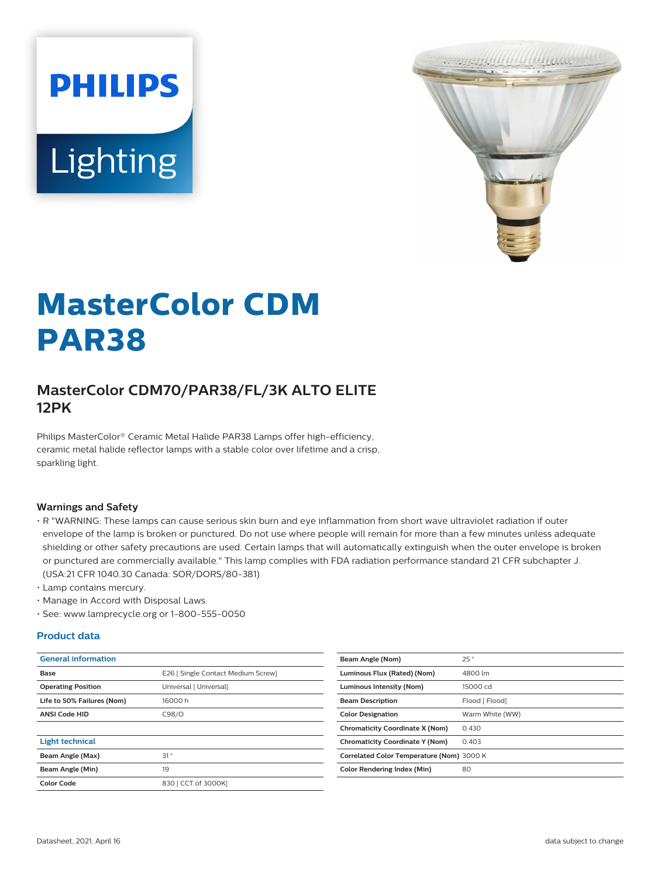PHILIPS

Lighting

# MasterColor CDM PAR38

## MasterColor CDM70/PAR38/FL/3K ALTO ELITE 12PK

Philips MasterColor® Ceramic Metal Halide PAR38 Lamps offer high-efficiency, ceramic metal halide reflector lamps with a stable color over lifetime and a crisp, sparkling light.

### Warnings and Safety

- R "WARNING: These lamps can cause serious skin burn and eye inflammation from short wave ultraviolet radiation if outer envelope of the lamp is broken or punctured. Do not use where people will remain for more than a few minutes unless adequate shielding or other safety precautions are used. Certain lamps that will automatically extinguish when the outer envelope is broken or punctured are commercially available." This lamp complies with FDA radiation performance standard 21 CFR subchapter J. (USA:21 CFR 1040.30 Canada: SOR/DORS/80-381)
- Lamp contains mercury.
- Manage in Accord with Disposal Laws.
- See: www.lamprecycle.org or 1-800-555-0050

### Product data

| General information | |
|---|---|
| Base | E26 [ Single Contact Medium Screw] |
| Operating Position | Universal [ Universal] |
| Life to 50% Failures (Nom) | 16000 h |
| ANSI Code HID | C98/O |

| Light technical | |
|---|---|
| Beam Angle (Max) | 31 ° |
| Beam Angle (Min) | 19 |
| Color Code | 830 [ CCT of 3000K] |
| Beam Angle (Nom) | 25 ° |
| Luminous Flux (Rated) (Nom) | 4800 lm |
| Luminous Intensity (Nom) | 15000 cd |
| Beam Description | Flood [ Flood] |
| Color Designation | Warm White (WW) |
| Chromaticity Coordinate X (Nom) | 0.430 |
| Chromaticity Coordinate Y (Nom) | 0.403 |
| Correlated Color Temperature (Nom) | 3000 K |
| Color Rendering Index (Min) | 80 |

Datasheet, 2021, April 16

data subject to change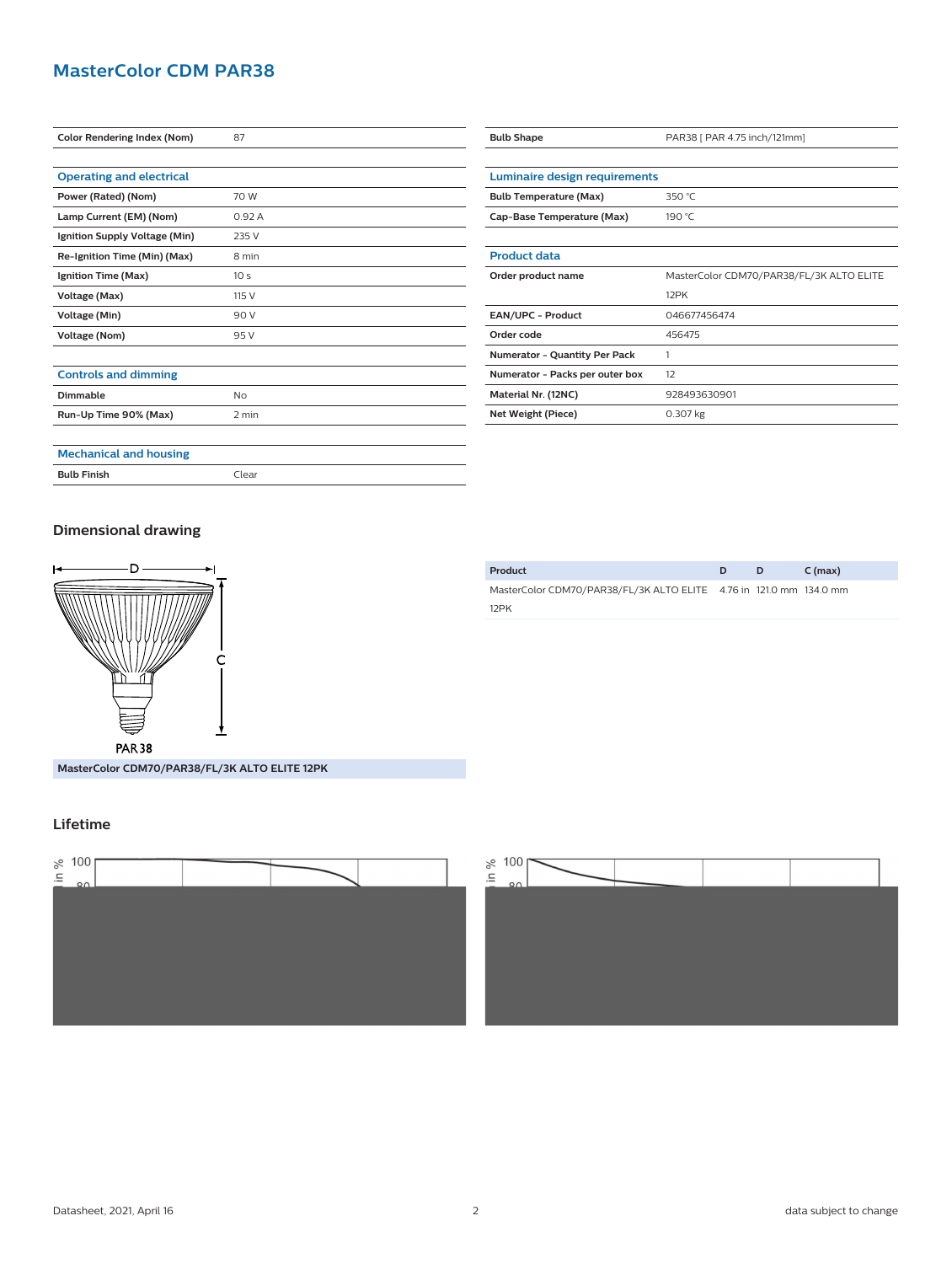## MasterColor CDM PAR38

| | |
|---|---|
| **Color Rendering Index (Nom)** | 87 |

| **Operating and electrical** | |
|---|---|
| **Power (Rated) (Nom)** | 70 W |
| **Lamp Current (EM) (Nom)** | 0.92 A |
| **Ignition Supply Voltage (Min)** | 235 V |
| **Re-Ignition Time (Min) (Max)** | 8 min |
| **Ignition Time (Max)** | 10 s |
| **Voltage (Max)** | 115 V |
| **Voltage (Min)** | 90 V |
| **Voltage (Nom)** | 95 V |

| **Controls and dimming** | |
|---|---|
| **Dimmable** | No |
| **Run-Up Time 90% (Max)** | 2 min |

| **Mechanical and housing** | |
|---|---|
| **Bulb Finish** | Clear |

| | |
|---|---|
| **Bulb Shape** | PAR38 [ PAR 4.75 inch/121mm] |

| **Luminaire design requirements** | |
|---|---|
| **Bulb Temperature (Max)** | 350 °C |
| **Cap-Base Temperature (Max)** | 190 °C |

| **Product data** | |
|---|---|
| **Order product name** | MasterColor CDM70/PAR38/FL/3K ALTO ELITE 12PK |
| **EAN/UPC - Product** | 046677456474 |
| **Order code** | 456475 |
| **Numerator - Quantity Per Pack** | 1 |
| **Numerator - Packs per outer box** | 12 |
| **Material Nr. (12NC)** | 928493630901 |
| **Net Weight (Piece)** | 0.307 kg |

### Dimensional drawing

PAR38

MasterColor CDM70/PAR38/FL/3K ALTO ELITE 12PK

| Product | D | D | C (max) |
|---|---|---|---|
| MasterColor CDM70/PAR38/FL/3K ALTO ELITE 12PK | 4.76 in | 121.0 mm | 134.0 mm |

### Lifetime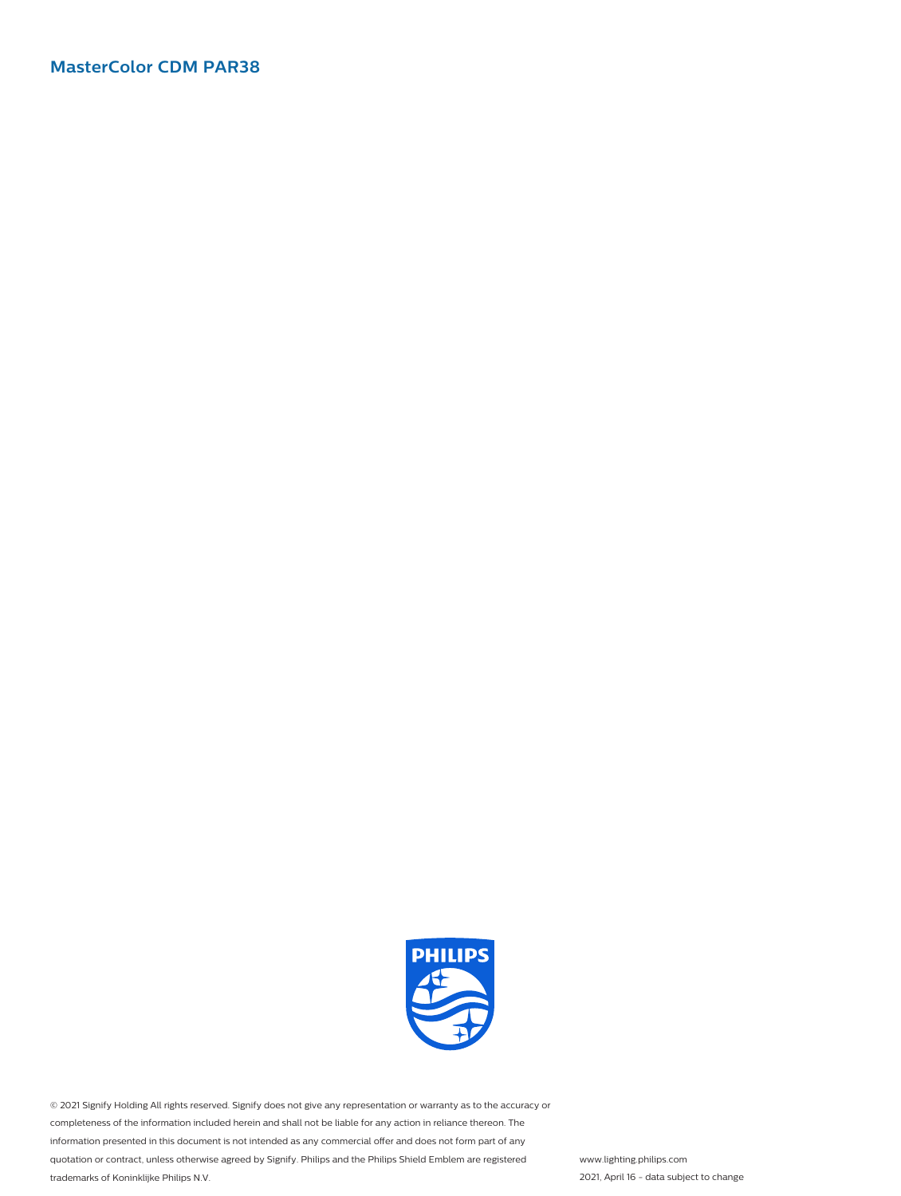© 2021 Signify Holding All rights reserved. Signify does not give any representation or warranty as to the accuracy or completeness of the information included herein and shall not be liable for any action in reliance thereon. The information presented in this document is not intended as any commercial offer and does not form part of any quotation or contract, unless otherwise agreed by Signify. Philips and the Philips Shield Emblem are registered trademarks of Koninklijke Philips N.V.

www.lighting.philips.com

2021, April 16 - data subject to change